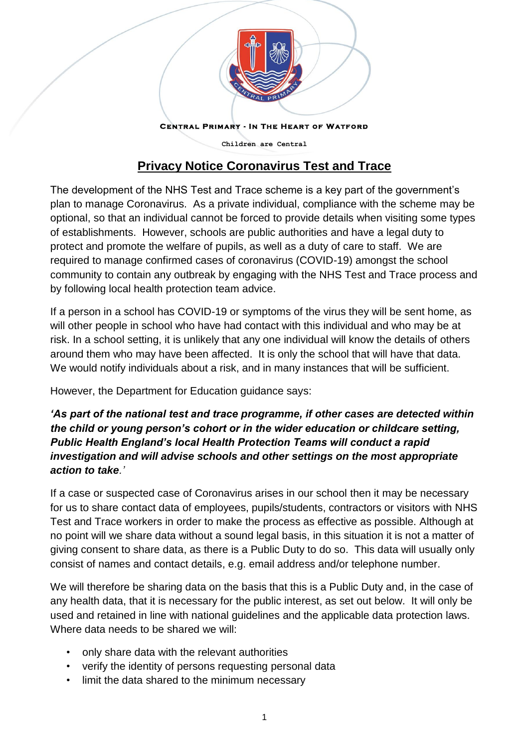CENTRAL PRIMARY - IN THE HEART OF WATFORD

Children are Central

## Privacy Notice Coronavirus Test and Trace

The development of the NHS Test and Trace scheme is a key part of the government's plan to manage Coronavirus. As a private individual, compliance with the scheme may be optional, so that an individual cannot be forced to provide details when visiting some types of establishments. However, schools are public authorities and have a legal duty to protect and promote the welfare of pupils, as well as a duty of care to staff. We are required to manage confirmed cases of coronavirus (COVID-19) amongst the school community to contain any outbreak by engaging with the NHS Test and Trace process and by following local health protection team advice.

If a person in a school has COVID-19 or symptoms of the virus they will be sent home, as will other people in school who have had contact with this individual and who may be at risk. In a school setting, it is unlikely that any one individual will know the details of others around them who may have been affected. It is only the school that will have that data. We would notify individuals about a risk, and in many instances that will be sufficient.

However, the Department for Education guidance says:

***'As part of the national test and trace programme, if other cases are detected within the child or young person's cohort or in the wider education or childcare setting, Public Health England's local Health Protection Teams will conduct a rapid investigation and will advise schools and other settings on the most appropriate action to take.'***

If a case or suspected case of Coronavirus arises in our school then it may be necessary for us to share contact data of employees, pupils/students, contractors or visitors with NHS Test and Trace workers in order to make the process as effective as possible. Although at no point will we share data without a sound legal basis, in this situation it is not a matter of giving consent to share data, as there is a Public Duty to do so. This data will usually only consist of names and contact details, e.g. email address and/or telephone number.

We will therefore be sharing data on the basis that this is a Public Duty and, in the case of any health data, that it is necessary for the public interest, as set out below. It will only be used and retained in line with national guidelines and the applicable data protection laws. Where data needs to be shared we will:

- only share data with the relevant authorities
- verify the identity of persons requesting personal data
- limit the data shared to the minimum necessary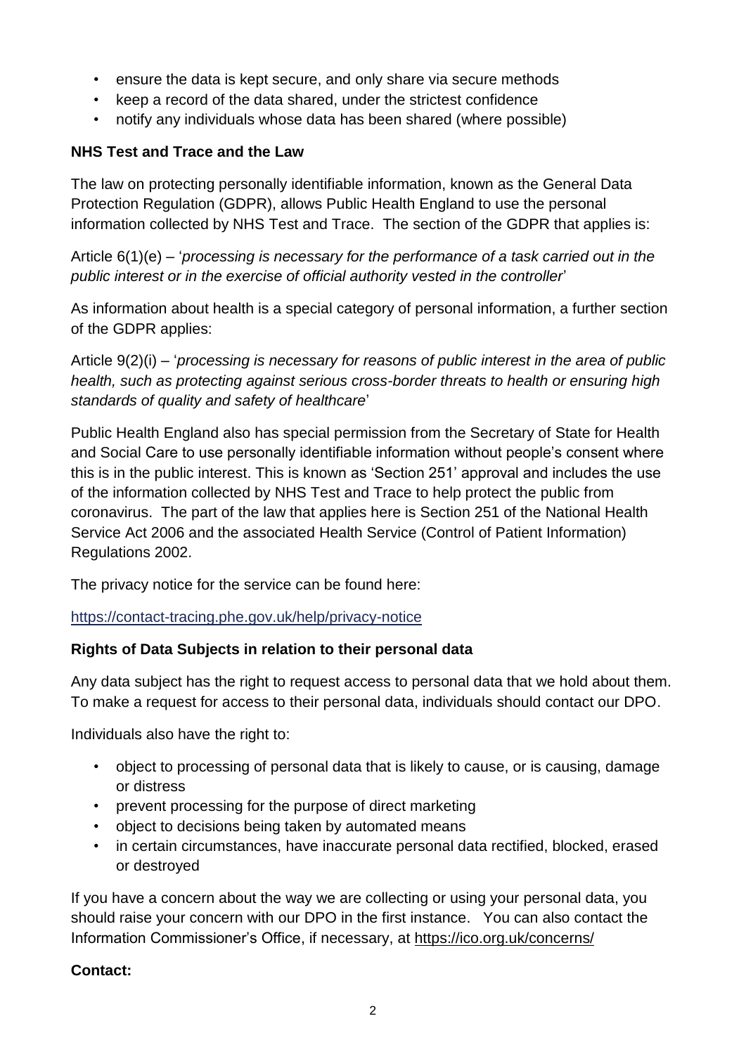- ensure the data is kept secure, and only share via secure methods
- keep a record of the data shared, under the strictest confidence
- notify any individuals whose data has been shared (where possible)

**NHS Test and Trace and the Law**

The law on protecting personally identifiable information, known as the General Data Protection Regulation (GDPR), allows Public Health England to use the personal information collected by NHS Test and Trace. The section of the GDPR that applies is:

Article 6(1)(e) – '*processing is necessary for the performance of a task carried out in the public interest or in the exercise of official authority vested in the controller*'

As information about health is a special category of personal information, a further section of the GDPR applies:

Article 9(2)(i) – '*processing is necessary for reasons of public interest in the area of public health, such as protecting against serious cross-border threats to health or ensuring high standards of quality and safety of healthcare*'

Public Health England also has special permission from the Secretary of State for Health and Social Care to use personally identifiable information without people's consent where this is in the public interest. This is known as 'Section 251' approval and includes the use of the information collected by NHS Test and Trace to help protect the public from coronavirus. The part of the law that applies here is Section 251 of the National Health Service Act 2006 and the associated Health Service (Control of Patient Information) Regulations 2002.

The privacy notice for the service can be found here:

https://contact-tracing.phe.gov.uk/help/privacy-notice

**Rights of Data Subjects in relation to their personal data**

Any data subject has the right to request access to personal data that we hold about them. To make a request for access to their personal data, individuals should contact our DPO.

Individuals also have the right to:

- object to processing of personal data that is likely to cause, or is causing, damage or distress
- prevent processing for the purpose of direct marketing
- object to decisions being taken by automated means
- in certain circumstances, have inaccurate personal data rectified, blocked, erased or destroyed

If you have a concern about the way we are collecting or using your personal data, you should raise your concern with our DPO in the first instance. You can also contact the Information Commissioner's Office, if necessary, at https://ico.org.uk/concerns/

**Contact:**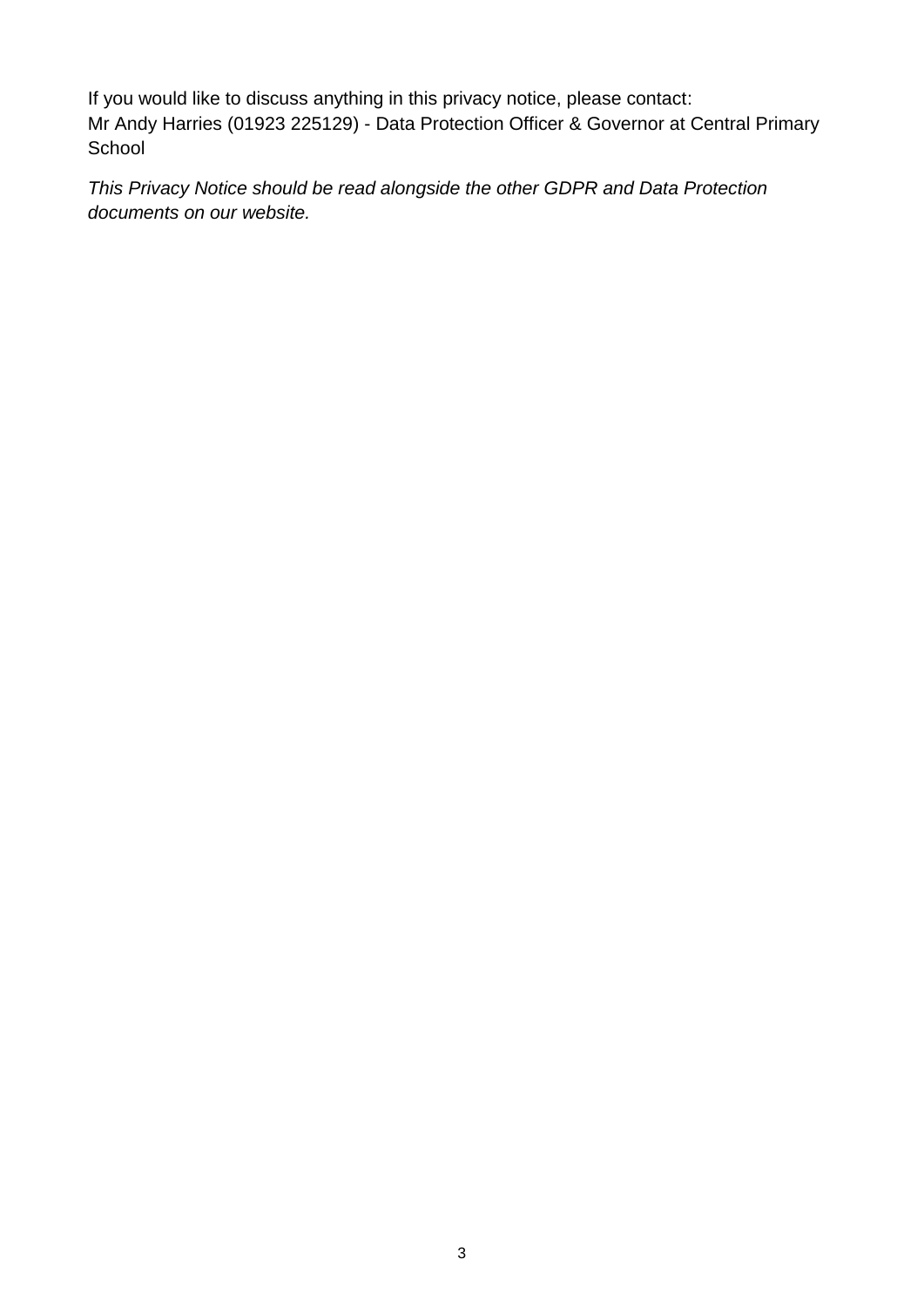If you would like to discuss anything in this privacy notice, please contact:
Mr Andy Harries (01923 225129) - Data Protection Officer & Governor at Central Primary School

*This Privacy Notice should be read alongside the other GDPR and Data Protection documents on our website.*